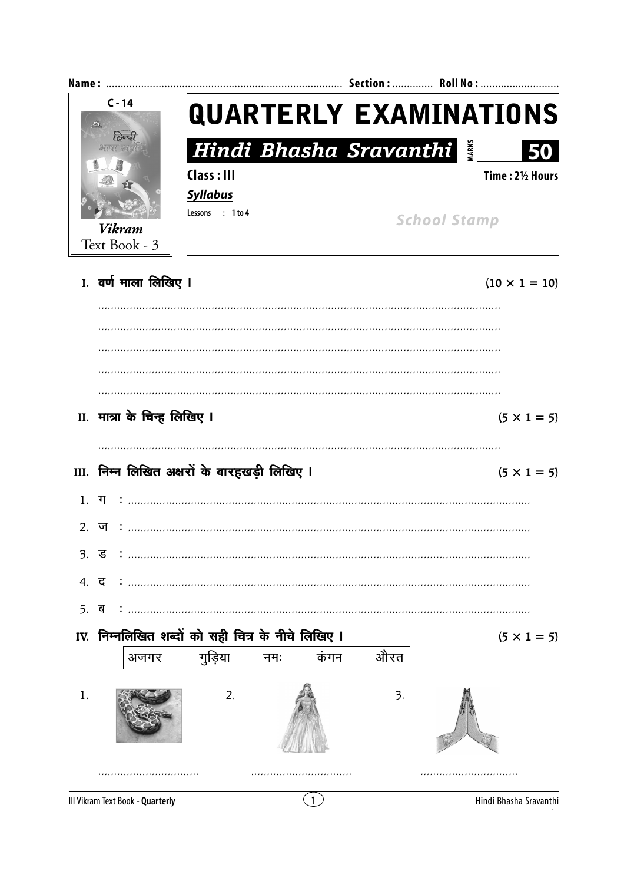Name : ................................................................................ Section : ............. Roll No : ..........................

C - 14

*Vikram*
Text Book - 3

# QUARTERLY EXAMINATIONS

## *Hindi Bhasha Sravanthi*

MARKS 50

**Class : III** | **Time : 2½ Hours**

***Syllabus***

Lessons : 1 to 4

*School Stamp*

**I. वर्ण माला लिखिए ।** $(10 \times 1 = 10)$

..............................................................................................................................

..............................................................................................................................

..............................................................................................................................

..............................................................................................................................

..............................................................................................................................

**II. मात्रा के चिन्ह लिखिए ।** $(5 \times 1 = 5)$

..............................................................................................................................

**III. निम्न लिखित अक्षरों के बारहखड़ी लिखिए ।** $(5 \times 1 = 5)$

1. ग : ..............................................................................................................................
2. ज : ..............................................................................................................................
3. ड : ..............................................................................................................................
4. द : ..............................................................................................................................
5. ब : ..............................................................................................................................

**IV. निम्नलिखित शब्दों को सही चित्र के नीचे लिखिए ।** $(5 \times 1 = 5)$

| अजगर | गुड़िया | नमः | कंगन | औरत |
|---|---|---|---|---|

1. ................................ 2. ................................ 3. ................................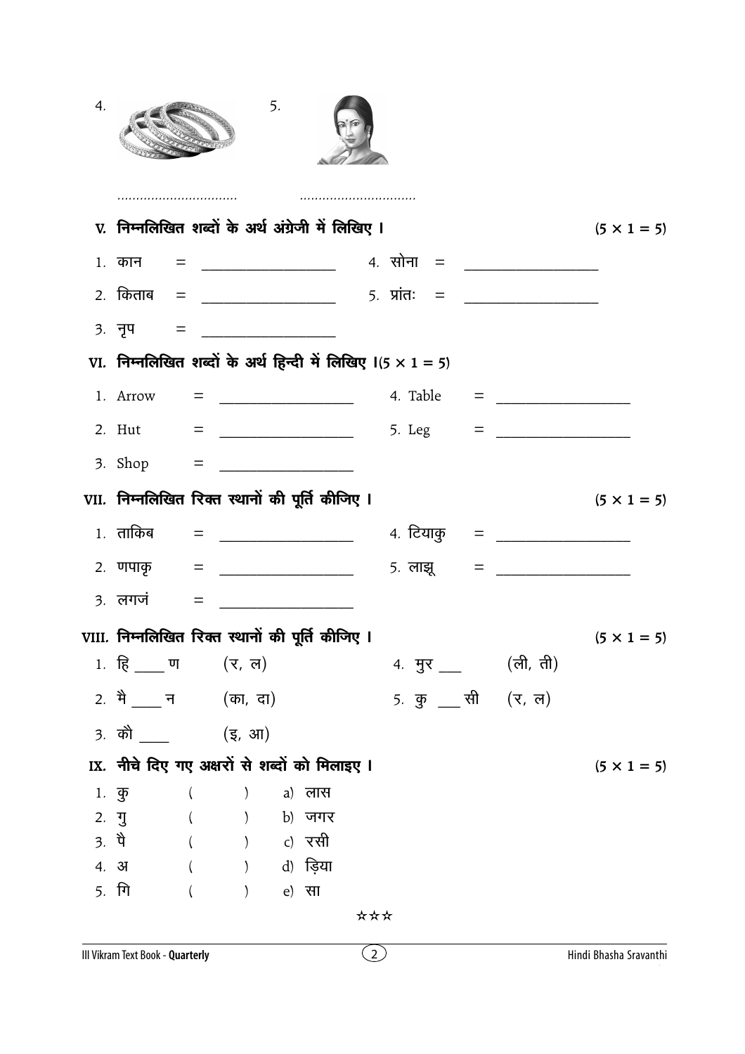4. ................................

5. ................................

## V. निम्नलिखित शब्दों के अर्थ अंग्रेजी में लिखिए । (5 × 1 = 5)

1. कान = ________________
2. किताब = ________________
3. नृप = ________________
4. सोना = ________________
5. प्रांतः = ________________

## VI. निम्नलिखित शब्दों के अर्थ हिन्दी में लिखिए ।(5 × 1 = 5)

1. Arrow = ________________
2. Hut = ________________
3. Shop = ________________
4. Table = ________________
5. Leg = ________________

## VII. निम्नलिखित रिक्त स्थानों की पूर्ति कीजिए । (5 × 1 = 5)

1. ताकिब = ________________
2. णपाकृ = ________________
3. लगजं = ________________
4. टियाकु = ________________
5. लाझू = ________________

## VIII. निम्नलिखित रिक्त स्थानों की पूर्ति कीजिए । (5 × 1 = 5)

1. हि ____ ण (र, ल)
2. मै ____ न (का, दा)
3. कौ ____ (इ, आ)
4. मुर ___ (ली, ती)
5. कु ___ सी (र, ल)

## IX. नीचे दिए गए अक्षरों से शब्दों को मिलाइए । (5 × 1 = 5)

1. कु ( ) a) लास
2. गु ( ) b) जगर
3. पै ( ) c) रसी
4. अ ( ) d) ड़िया
5. गि ( ) e) सा

☆☆☆